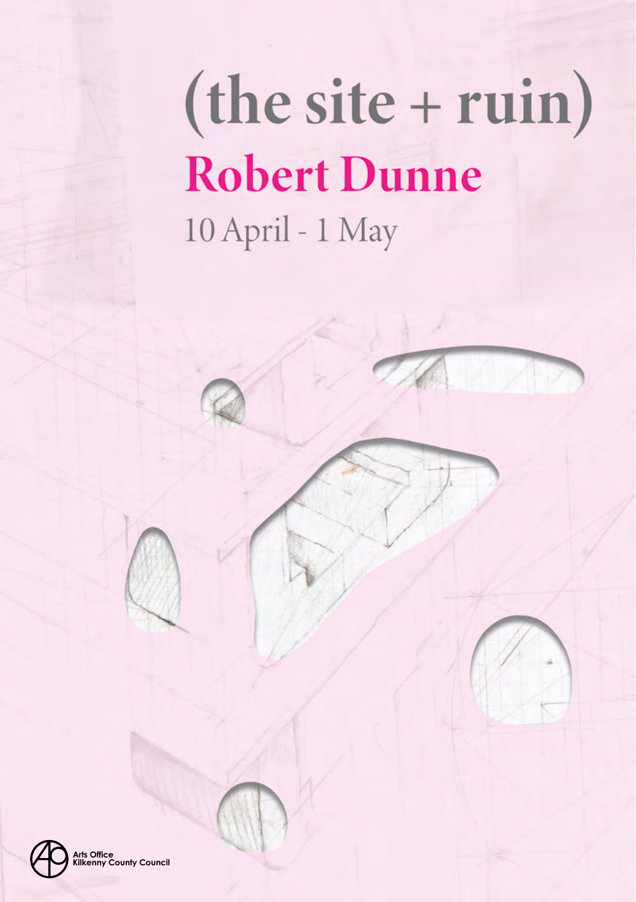# (the site + ruin)

## Robert Dunne

10 April - 1 May

Arts Office
Kilkenny County Council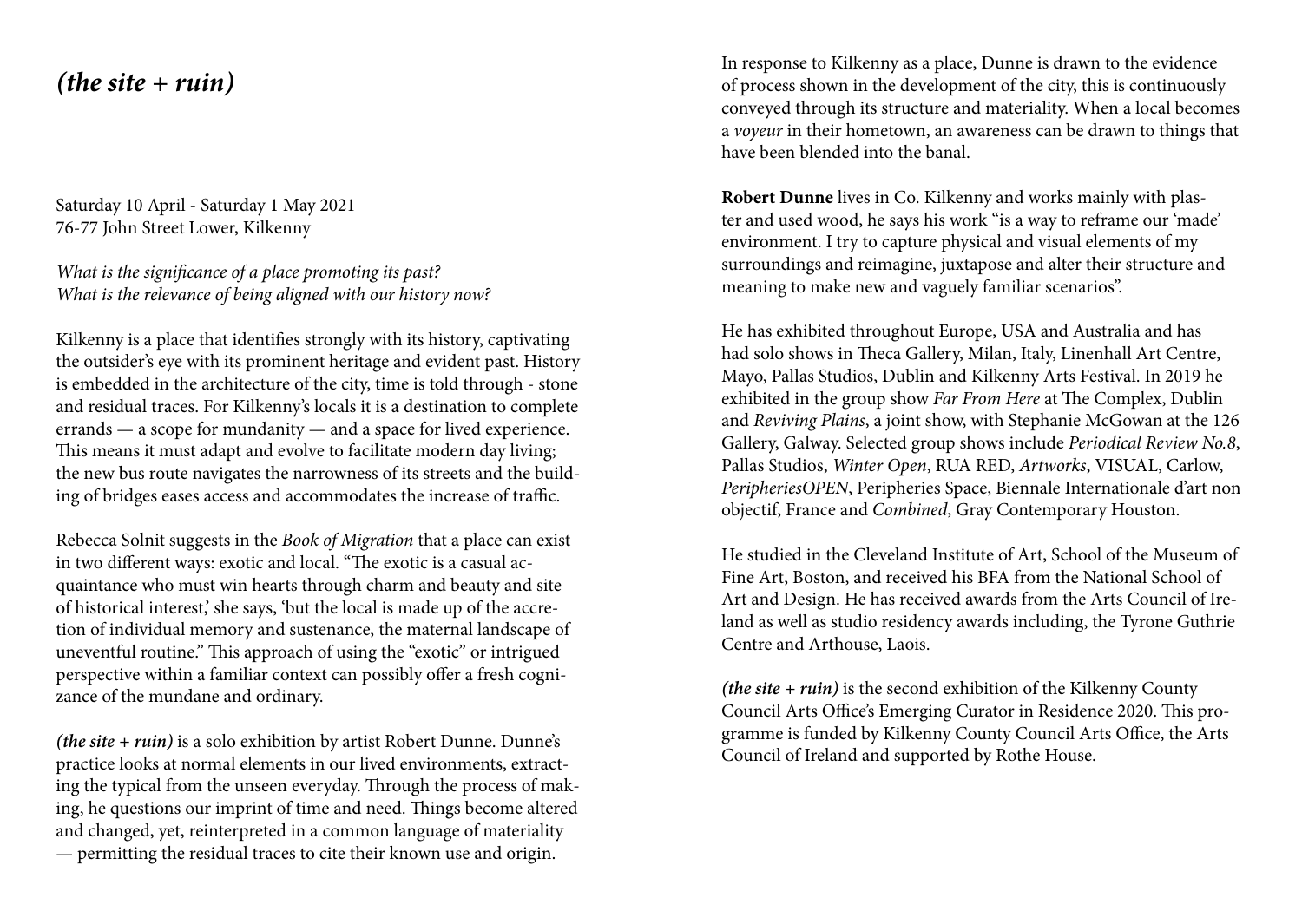# *(the site + ruin)*

Saturday 10 April - Saturday 1 May 2021
76-77 John Street Lower, Kilkenny

*What is the significance of a place promoting its past?*
*What is the relevance of being aligned with our history now?*

Kilkenny is a place that identifies strongly with its history, captivating the outsider's eye with its prominent heritage and evident past. History is embedded in the architecture of the city, time is told through - stone and residual traces. For Kilkenny's locals it is a destination to complete errands — a scope for mundanity — and a space for lived experience. This means it must adapt and evolve to facilitate modern day living; the new bus route navigates the narrowness of its streets and the building of bridges eases access and accommodates the increase of traffic.

Rebecca Solnit suggests in the *Book of Migration* that a place can exist in two different ways: exotic and local. "The exotic is a casual acquaintance who must win hearts through charm and beauty and site of historical interest,' she says, 'but the local is made up of the accretion of individual memory and sustenance, the maternal landscape of uneventful routine." This approach of using the "exotic" or intrigued perspective within a familiar context can possibly offer a fresh cognizance of the mundane and ordinary.

***(the site + ruin)*** is a solo exhibition by artist Robert Dunne. Dunne's practice looks at normal elements in our lived environments, extracting the typical from the unseen everyday. Through the process of making, he questions our imprint of time and need. Things become altered and changed, yet, reinterpreted in a common language of materiality — permitting the residual traces to cite their known use and origin.

In response to Kilkenny as a place, Dunne is drawn to the evidence of process shown in the development of the city, this is continuously conveyed through its structure and materiality. When a local becomes a *voyeur* in their hometown, an awareness can be drawn to things that have been blended into the banal.

**Robert Dunne** lives in Co. Kilkenny and works mainly with plaster and used wood, he says his work "is a way to reframe our 'made' environment. I try to capture physical and visual elements of my surroundings and reimagine, juxtapose and alter their structure and meaning to make new and vaguely familiar scenarios".

He has exhibited throughout Europe, USA and Australia and has had solo shows in Theca Gallery, Milan, Italy, Linenhall Art Centre, Mayo, Pallas Studios, Dublin and Kilkenny Arts Festival. In 2019 he exhibited in the group show *Far From Here* at The Complex, Dublin and *Reviving Plains*, a joint show, with Stephanie McGowan at the 126 Gallery, Galway. Selected group shows include *Periodical Review No.8*, Pallas Studios, *Winter Open*, RUA RED, *Artworks*, VISUAL, Carlow, *PeripheriesOPEN*, Peripheries Space, Biennale Internationale d'art non objectif, France and *Combined*, Gray Contemporary Houston.

He studied in the Cleveland Institute of Art, School of the Museum of Fine Art, Boston, and received his BFA from the National School of Art and Design. He has received awards from the Arts Council of Ireland as well as studio residency awards including, the Tyrone Guthrie Centre and Arthouse, Laois.

***(the site + ruin)*** is the second exhibition of the Kilkenny County Council Arts Office's Emerging Curator in Residence 2020. This programme is funded by Kilkenny County Council Arts Office, the Arts Council of Ireland and supported by Rothe House.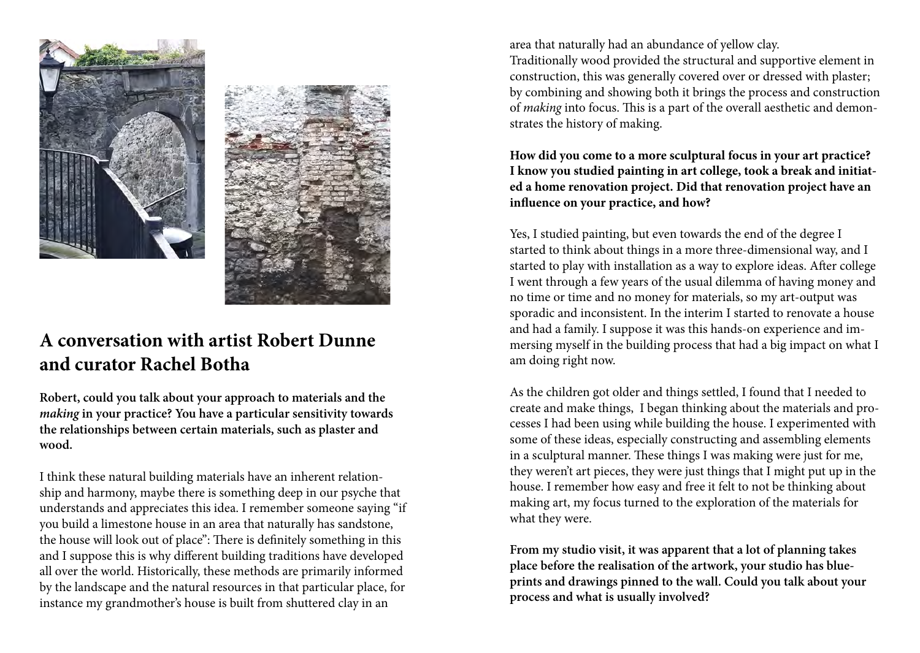## A conversation with artist Robert Dunne and curator Rachel Botha

**Robert, could you talk about your approach to materials and the *making* in your practice? You have a particular sensitivity towards the relationships between certain materials, such as plaster and wood.**

I think these natural building materials have an inherent relationship and harmony, maybe there is something deep in our psyche that understands and appreciates this idea. I remember someone saying "if you build a limestone house in an area that naturally has sandstone, the house will look out of place": There is definitely something in this and I suppose this is why different building traditions have developed all over the world. Historically, these methods are primarily informed by the landscape and the natural resources in that particular place, for instance my grandmother's house is built from shuttered clay in an area that naturally had an abundance of yellow clay.
Traditionally wood provided the structural and supportive element in construction, this was generally covered over or dressed with plaster; by combining and showing both it brings the process and construction of *making* into focus. This is a part of the overall aesthetic and demonstrates the history of making.

**How did you come to a more sculptural focus in your art practice? I know you studied painting in art college, took a break and initiated a home renovation project. Did that renovation project have an influence on your practice, and how?**

Yes, I studied painting, but even towards the end of the degree I started to think about things in a more three-dimensional way, and I started to play with installation as a way to explore ideas. After college I went through a few years of the usual dilemma of having money and no time or time and no money for materials, so my art-output was sporadic and inconsistent. In the interim I started to renovate a house and had a family. I suppose it was this hands-on experience and immersing myself in the building process that had a big impact on what I am doing right now.

As the children got older and things settled, I found that I needed to create and make things, I began thinking about the materials and processes I had been using while building the house. I experimented with some of these ideas, especially constructing and assembling elements in a sculptural manner. These things I was making were just for me, they weren't art pieces, they were just things that I might put up in the house. I remember how easy and free it felt to not be thinking about making art, my focus turned to the exploration of the materials for what they were.

**From my studio visit, it was apparent that a lot of planning takes place before the realisation of the artwork, your studio has blueprints and drawings pinned to the wall. Could you talk about your process and what is usually involved?**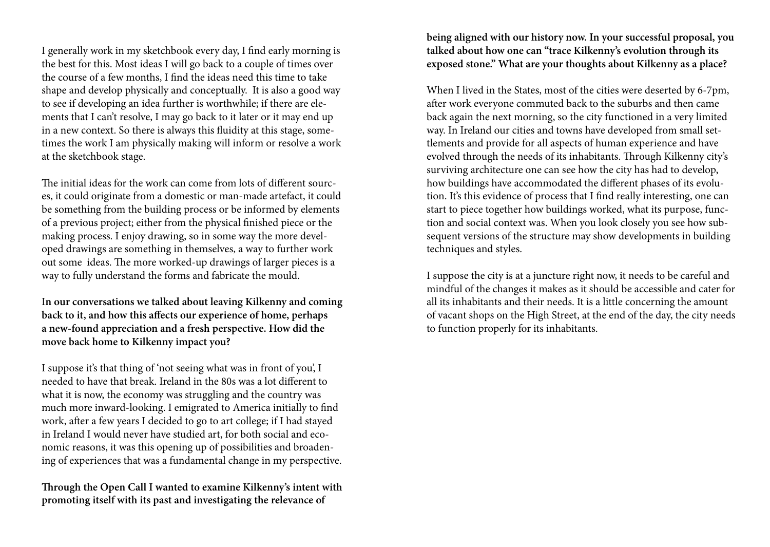I generally work in my sketchbook every day, I find early morning is the best for this. Most ideas I will go back to a couple of times over the course of a few months, I find the ideas need this time to take shape and develop physically and conceptually. It is also a good way to see if developing an idea further is worthwhile; if there are elements that I can't resolve, I may go back to it later or it may end up in a new context. So there is always this fluidity at this stage, sometimes the work I am physically making will inform or resolve a work at the sketchbook stage.

The initial ideas for the work can come from lots of different sources, it could originate from a domestic or man-made artefact, it could be something from the building process or be informed by elements of a previous project; either from the physical finished piece or the making process. I enjoy drawing, so in some way the more developed drawings are something in themselves, a way to further work out some ideas. The more worked-up drawings of larger pieces is a way to fully understand the forms and fabricate the mould.

**In our conversations we talked about leaving Kilkenny and coming back to it, and how this affects our experience of home, perhaps a new-found appreciation and a fresh perspective. How did the move back home to Kilkenny impact you?**

I suppose it's that thing of 'not seeing what was in front of you', I needed to have that break. Ireland in the 80s was a lot different to what it is now, the economy was struggling and the country was much more inward-looking. I emigrated to America initially to find work, after a few years I decided to go to art college; if I had stayed in Ireland I would never have studied art, for both social and economic reasons, it was this opening up of possibilities and broadening of experiences that was a fundamental change in my perspective.

**Through the Open Call I wanted to examine Kilkenny's intent with promoting itself with its past and investigating the relevance of being aligned with our history now. In your successful proposal, you talked about how one can "trace Kilkenny's evolution through its exposed stone." What are your thoughts about Kilkenny as a place?**

When I lived in the States, most of the cities were deserted by 6-7pm, after work everyone commuted back to the suburbs and then came back again the next morning, so the city functioned in a very limited way. In Ireland our cities and towns have developed from small settlements and provide for all aspects of human experience and have evolved through the needs of its inhabitants. Through Kilkenny city's surviving architecture one can see how the city has had to develop, how buildings have accommodated the different phases of its evolution. It's this evidence of process that I find really interesting, one can start to piece together how buildings worked, what its purpose, function and social context was. When you look closely you see how subsequent versions of the structure may show developments in building techniques and styles.

I suppose the city is at a juncture right now, it needs to be careful and mindful of the changes it makes as it should be accessible and cater for all its inhabitants and their needs. It is a little concerning the amount of vacant shops on the High Street, at the end of the day, the city needs to function properly for its inhabitants.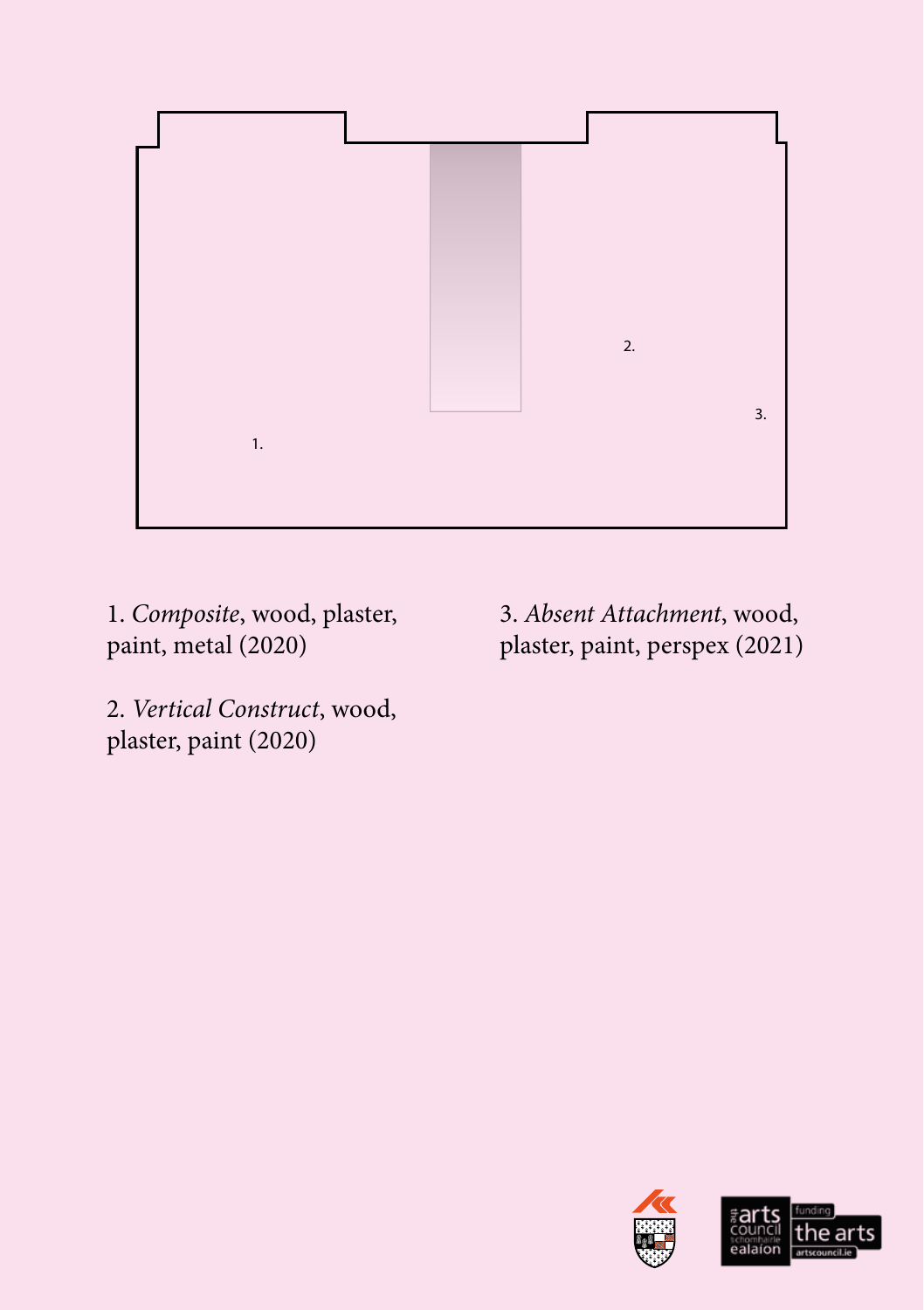1.

2.

3.

1. *Composite*, wood, plaster, paint, metal (2020)

2. *Vertical Construct*, wood, plaster, paint (2020)

3. *Absent Attachment*, wood, plaster, paint, perspex (2021)